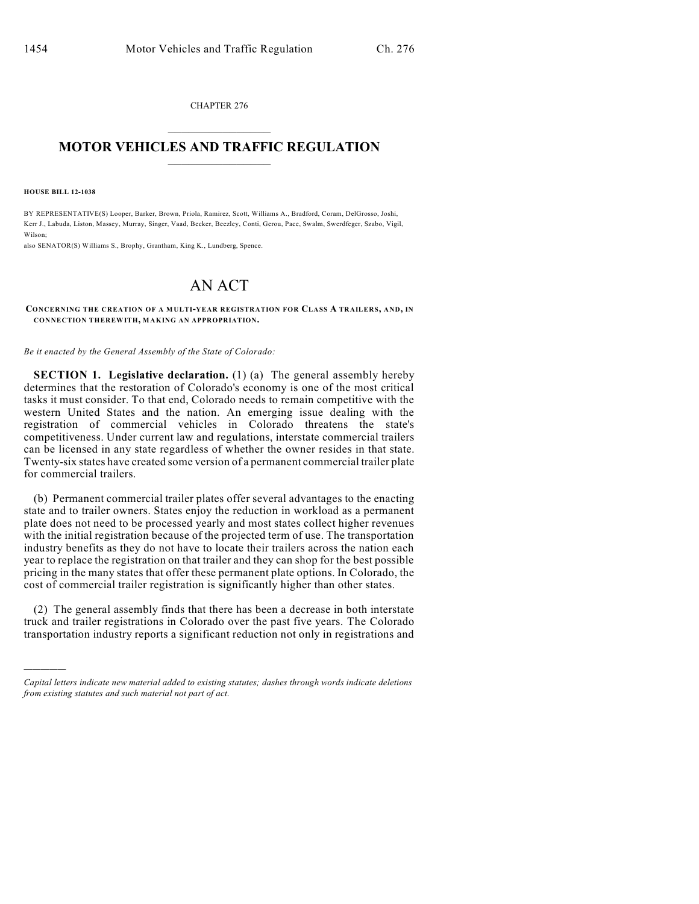CHAPTER 276

# MOTOR VEHICLES AND TRAFFIC REGULATION

**HOUSE BILL 12-1038**

BY REPRESENTATIVE(S) Looper, Barker, Brown, Priola, Ramirez, Scott, Williams A., Bradford, Coram, DelGrosso, Joshi, Kerr J., Labuda, Liston, Massey, Murray, Singer, Vaad, Becker, Beezley, Conti, Gerou, Pace, Swalm, Swerdfeger, Szabo, Vigil, Wilson;
also SENATOR(S) Williams S., Brophy, Grantham, King K., Lundberg, Spence.

# AN ACT

**CONCERNING THE CREATION OF A MULTI-YEAR REGISTRATION FOR CLASS A TRAILERS, AND, IN CONNECTION THEREWITH, MAKING AN APPROPRIATION.**

*Be it enacted by the General Assembly of the State of Colorado:*

**SECTION 1. Legislative declaration.** (1) (a) The general assembly hereby determines that the restoration of Colorado's economy is one of the most critical tasks it must consider. To that end, Colorado needs to remain competitive with the western United States and the nation. An emerging issue dealing with the registration of commercial vehicles in Colorado threatens the state's competitiveness. Under current law and regulations, interstate commercial trailers can be licensed in any state regardless of whether the owner resides in that state. Twenty-six states have created some version of a permanent commercial trailer plate for commercial trailers.

(b) Permanent commercial trailer plates offer several advantages to the enacting state and to trailer owners. States enjoy the reduction in workload as a permanent plate does not need to be processed yearly and most states collect higher revenues with the initial registration because of the projected term of use. The transportation industry benefits as they do not have to locate their trailers across the nation each year to replace the registration on that trailer and they can shop for the best possible pricing in the many states that offer these permanent plate options. In Colorado, the cost of commercial trailer registration is significantly higher than other states.

(2) The general assembly finds that there has been a decrease in both interstate truck and trailer registrations in Colorado over the past five years. The Colorado transportation industry reports a significant reduction not only in registrations and

---

*Capital letters indicate new material added to existing statutes; dashes through words indicate deletions from existing statutes and such material not part of act.*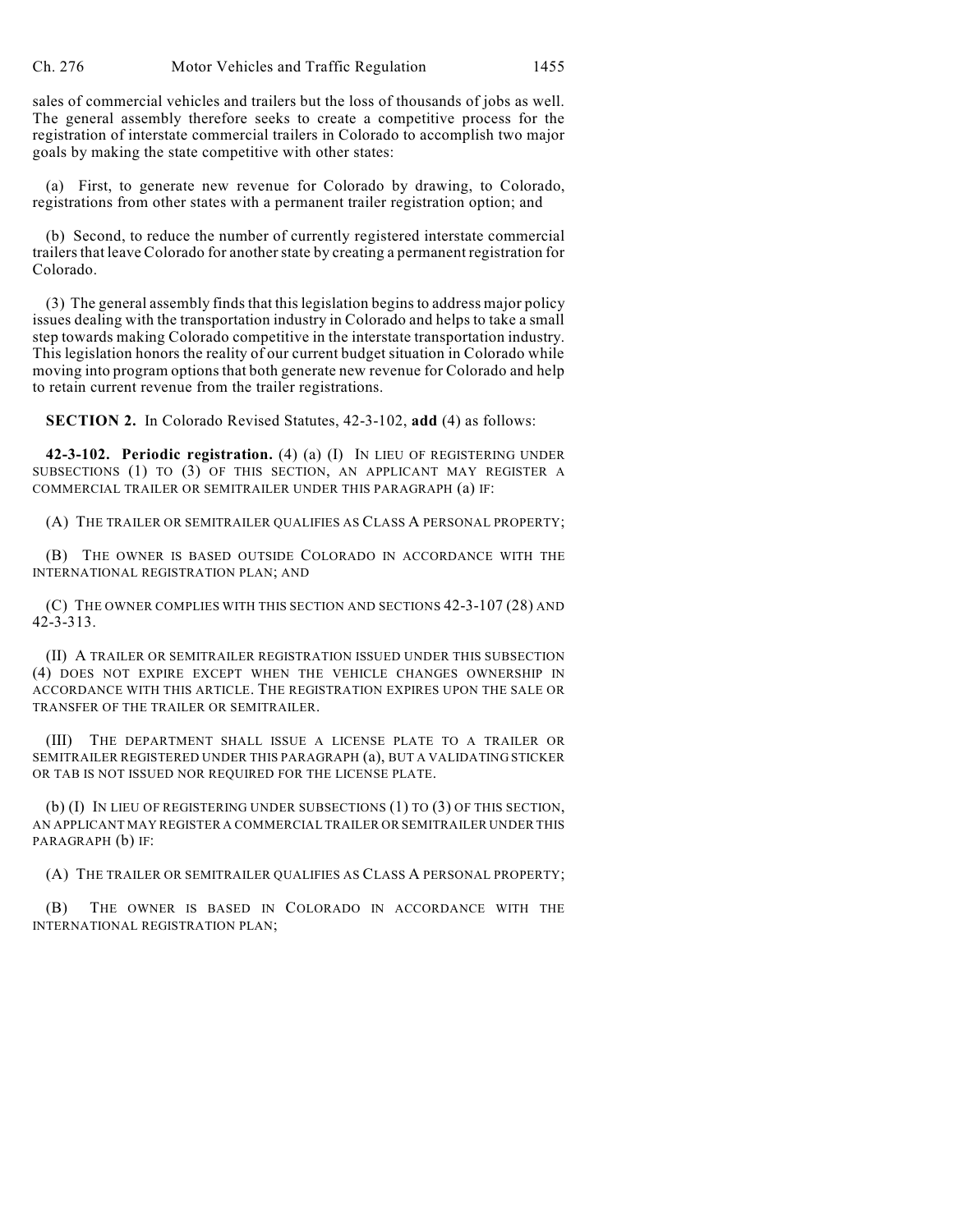sales of commercial vehicles and trailers but the loss of thousands of jobs as well. The general assembly therefore seeks to create a competitive process for the registration of interstate commercial trailers in Colorado to accomplish two major goals by making the state competitive with other states:

(a) First, to generate new revenue for Colorado by drawing, to Colorado, registrations from other states with a permanent trailer registration option; and

(b) Second, to reduce the number of currently registered interstate commercial trailers that leave Colorado for another state by creating a permanent registration for Colorado.

(3) The general assembly finds that this legislation begins to address major policy issues dealing with the transportation industry in Colorado and helps to take a small step towards making Colorado competitive in the interstate transportation industry. This legislation honors the reality of our current budget situation in Colorado while moving into program options that both generate new revenue for Colorado and help to retain current revenue from the trailer registrations.

**SECTION 2.** In Colorado Revised Statutes, 42-3-102, **add** (4) as follows:

**42-3-102. Periodic registration.** (4) (a) (I) IN LIEU OF REGISTERING UNDER SUBSECTIONS (1) TO (3) OF THIS SECTION, AN APPLICANT MAY REGISTER A COMMERCIAL TRAILER OR SEMITRAILER UNDER THIS PARAGRAPH (a) IF:

(A) THE TRAILER OR SEMITRAILER QUALIFIES AS CLASS A PERSONAL PROPERTY;

(B) THE OWNER IS BASED OUTSIDE COLORADO IN ACCORDANCE WITH THE INTERNATIONAL REGISTRATION PLAN; AND

(C) THE OWNER COMPLIES WITH THIS SECTION AND SECTIONS 42-3-107 (28) AND 42-3-313.

(II) A TRAILER OR SEMITRAILER REGISTRATION ISSUED UNDER THIS SUBSECTION (4) DOES NOT EXPIRE EXCEPT WHEN THE VEHICLE CHANGES OWNERSHIP IN ACCORDANCE WITH THIS ARTICLE. THE REGISTRATION EXPIRES UPON THE SALE OR TRANSFER OF THE TRAILER OR SEMITRAILER.

(III) THE DEPARTMENT SHALL ISSUE A LICENSE PLATE TO A TRAILER OR SEMITRAILER REGISTERED UNDER THIS PARAGRAPH (a), BUT A VALIDATING STICKER OR TAB IS NOT ISSUED NOR REQUIRED FOR THE LICENSE PLATE.

(b) (I) IN LIEU OF REGISTERING UNDER SUBSECTIONS (1) TO (3) OF THIS SECTION, AN APPLICANT MAY REGISTER A COMMERCIAL TRAILER OR SEMITRAILER UNDER THIS PARAGRAPH (b) IF:

(A) THE TRAILER OR SEMITRAILER QUALIFIES AS CLASS A PERSONAL PROPERTY;

(B) THE OWNER IS BASED IN COLORADO IN ACCORDANCE WITH THE INTERNATIONAL REGISTRATION PLAN;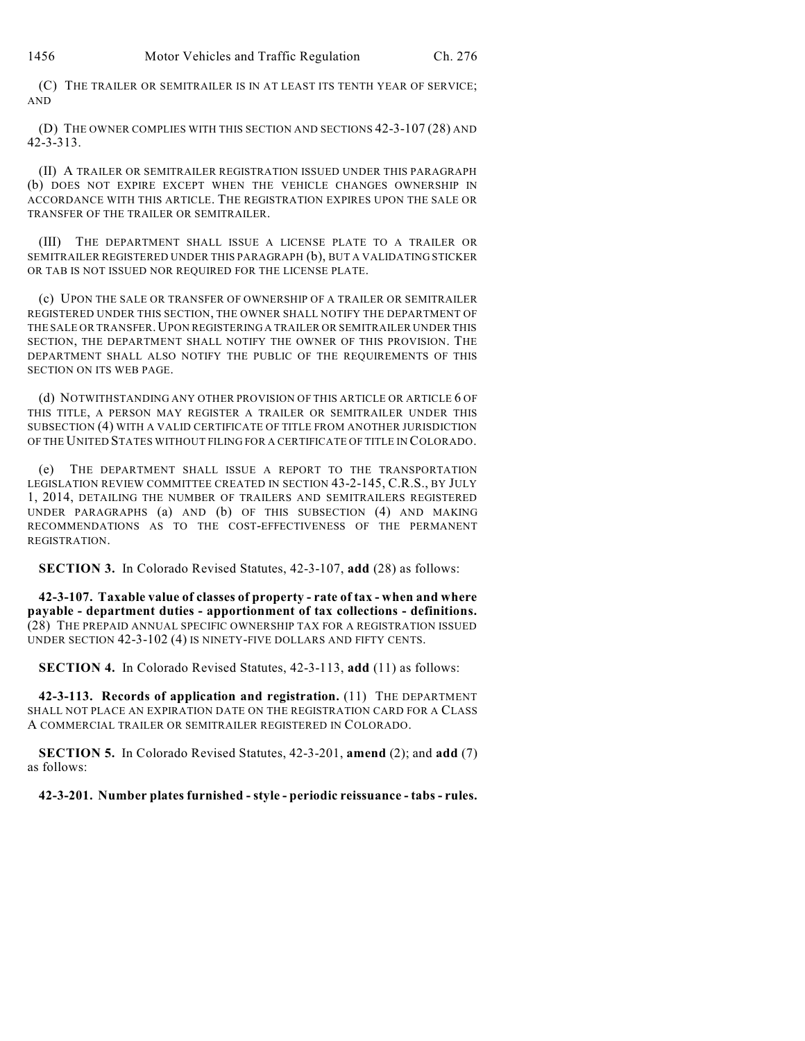(C) THE TRAILER OR SEMITRAILER IS IN AT LEAST ITS TENTH YEAR OF SERVICE; AND

(D) THE OWNER COMPLIES WITH THIS SECTION AND SECTIONS 42-3-107 (28) AND 42-3-313.

(II) A TRAILER OR SEMITRAILER REGISTRATION ISSUED UNDER THIS PARAGRAPH (b) DOES NOT EXPIRE EXCEPT WHEN THE VEHICLE CHANGES OWNERSHIP IN ACCORDANCE WITH THIS ARTICLE. THE REGISTRATION EXPIRES UPON THE SALE OR TRANSFER OF THE TRAILER OR SEMITRAILER.

(III) THE DEPARTMENT SHALL ISSUE A LICENSE PLATE TO A TRAILER OR SEMITRAILER REGISTERED UNDER THIS PARAGRAPH (b), BUT A VALIDATING STICKER OR TAB IS NOT ISSUED NOR REQUIRED FOR THE LICENSE PLATE.

(c) UPON THE SALE OR TRANSFER OF OWNERSHIP OF A TRAILER OR SEMITRAILER REGISTERED UNDER THIS SECTION, THE OWNER SHALL NOTIFY THE DEPARTMENT OF THE SALE OR TRANSFER. UPON REGISTERING A TRAILER OR SEMITRAILER UNDER THIS SECTION, THE DEPARTMENT SHALL NOTIFY THE OWNER OF THIS PROVISION. THE DEPARTMENT SHALL ALSO NOTIFY THE PUBLIC OF THE REQUIREMENTS OF THIS SECTION ON ITS WEB PAGE.

(d) NOTWITHSTANDING ANY OTHER PROVISION OF THIS ARTICLE OR ARTICLE 6 OF THIS TITLE, A PERSON MAY REGISTER A TRAILER OR SEMITRAILER UNDER THIS SUBSECTION (4) WITH A VALID CERTIFICATE OF TITLE FROM ANOTHER JURISDICTION OF THE UNITED STATES WITHOUT FILING FOR A CERTIFICATE OF TITLE IN COLORADO.

(e) THE DEPARTMENT SHALL ISSUE A REPORT TO THE TRANSPORTATION LEGISLATION REVIEW COMMITTEE CREATED IN SECTION 43-2-145, C.R.S., BY JULY 1, 2014, DETAILING THE NUMBER OF TRAILERS AND SEMITRAILERS REGISTERED UNDER PARAGRAPHS (a) AND (b) OF THIS SUBSECTION (4) AND MAKING RECOMMENDATIONS AS TO THE COST-EFFECTIVENESS OF THE PERMANENT REGISTRATION.

**SECTION 3.** In Colorado Revised Statutes, 42-3-107, **add** (28) as follows:

**42-3-107. Taxable value of classes of property - rate of tax - when and where payable - department duties - apportionment of tax collections - definitions.** (28) THE PREPAID ANNUAL SPECIFIC OWNERSHIP TAX FOR A REGISTRATION ISSUED UNDER SECTION 42-3-102 (4) IS NINETY-FIVE DOLLARS AND FIFTY CENTS.

**SECTION 4.** In Colorado Revised Statutes, 42-3-113, **add** (11) as follows:

**42-3-113. Records of application and registration.** (11) THE DEPARTMENT SHALL NOT PLACE AN EXPIRATION DATE ON THE REGISTRATION CARD FOR A CLASS A COMMERCIAL TRAILER OR SEMITRAILER REGISTERED IN COLORADO.

**SECTION 5.** In Colorado Revised Statutes, 42-3-201, **amend** (2); and **add** (7) as follows:

**42-3-201. Number plates furnished - style - periodic reissuance - tabs - rules.**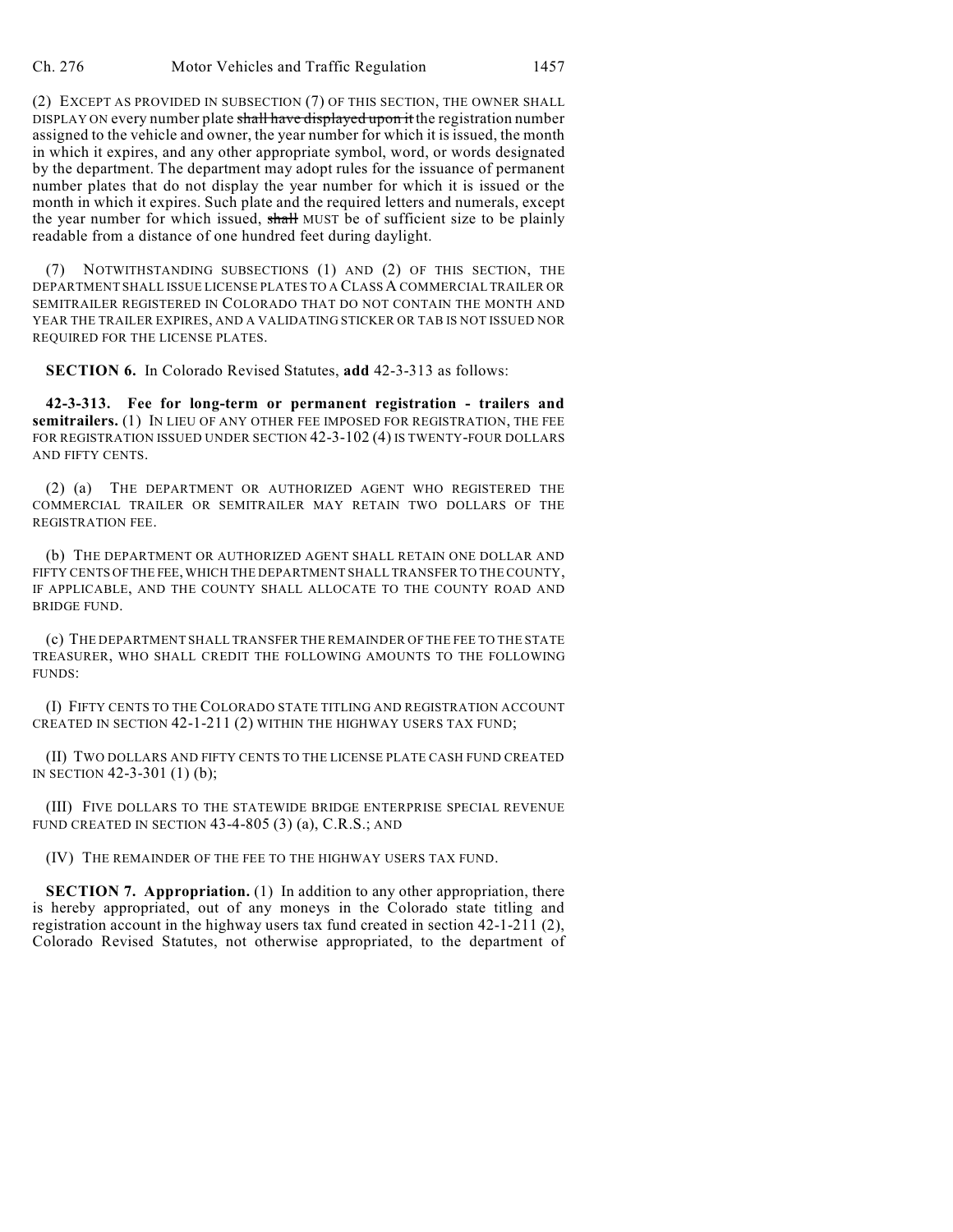(2) EXCEPT AS PROVIDED IN SUBSECTION (7) OF THIS SECTION, THE OWNER SHALL DISPLAY ON every number plate ~~shall have displayed upon it~~ the registration number assigned to the vehicle and owner, the year number for which it is issued, the month in which it expires, and any other appropriate symbol, word, or words designated by the department. The department may adopt rules for the issuance of permanent number plates that do not display the year number for which it is issued or the month in which it expires. Such plate and the required letters and numerals, except the year number for which issued, ~~shall~~ MUST be of sufficient size to be plainly readable from a distance of one hundred feet during daylight.

(7) NOTWITHSTANDING SUBSECTIONS (1) AND (2) OF THIS SECTION, THE DEPARTMENT SHALL ISSUE LICENSE PLATES TO A CLASS A COMMERCIAL TRAILER OR SEMITRAILER REGISTERED IN COLORADO THAT DO NOT CONTAIN THE MONTH AND YEAR THE TRAILER EXPIRES, AND A VALIDATING STICKER OR TAB IS NOT ISSUED NOR REQUIRED FOR THE LICENSE PLATES.

**SECTION 6.** In Colorado Revised Statutes, **add** 42-3-313 as follows:

**42-3-313. Fee for long-term or permanent registration - trailers and semitrailers.** (1) IN LIEU OF ANY OTHER FEE IMPOSED FOR REGISTRATION, THE FEE FOR REGISTRATION ISSUED UNDER SECTION 42-3-102 (4) IS TWENTY-FOUR DOLLARS AND FIFTY CENTS.

(2) (a) THE DEPARTMENT OR AUTHORIZED AGENT WHO REGISTERED THE COMMERCIAL TRAILER OR SEMITRAILER MAY RETAIN TWO DOLLARS OF THE REGISTRATION FEE.

(b) THE DEPARTMENT OR AUTHORIZED AGENT SHALL RETAIN ONE DOLLAR AND FIFTY CENTS OF THE FEE, WHICH THE DEPARTMENT SHALL TRANSFER TO THE COUNTY, IF APPLICABLE, AND THE COUNTY SHALL ALLOCATE TO THE COUNTY ROAD AND BRIDGE FUND.

(c) THE DEPARTMENT SHALL TRANSFER THE REMAINDER OF THE FEE TO THE STATE TREASURER, WHO SHALL CREDIT THE FOLLOWING AMOUNTS TO THE FOLLOWING FUNDS:

(I) FIFTY CENTS TO THE COLORADO STATE TITLING AND REGISTRATION ACCOUNT CREATED IN SECTION 42-1-211 (2) WITHIN THE HIGHWAY USERS TAX FUND;

(II) TWO DOLLARS AND FIFTY CENTS TO THE LICENSE PLATE CASH FUND CREATED IN SECTION 42-3-301 (1) (b);

(III) FIVE DOLLARS TO THE STATEWIDE BRIDGE ENTERPRISE SPECIAL REVENUE FUND CREATED IN SECTION 43-4-805 (3) (a), C.R.S.; AND

(IV) THE REMAINDER OF THE FEE TO THE HIGHWAY USERS TAX FUND.

**SECTION 7. Appropriation.** (1) In addition to any other appropriation, there is hereby appropriated, out of any moneys in the Colorado state titling and registration account in the highway users tax fund created in section 42-1-211 (2), Colorado Revised Statutes, not otherwise appropriated, to the department of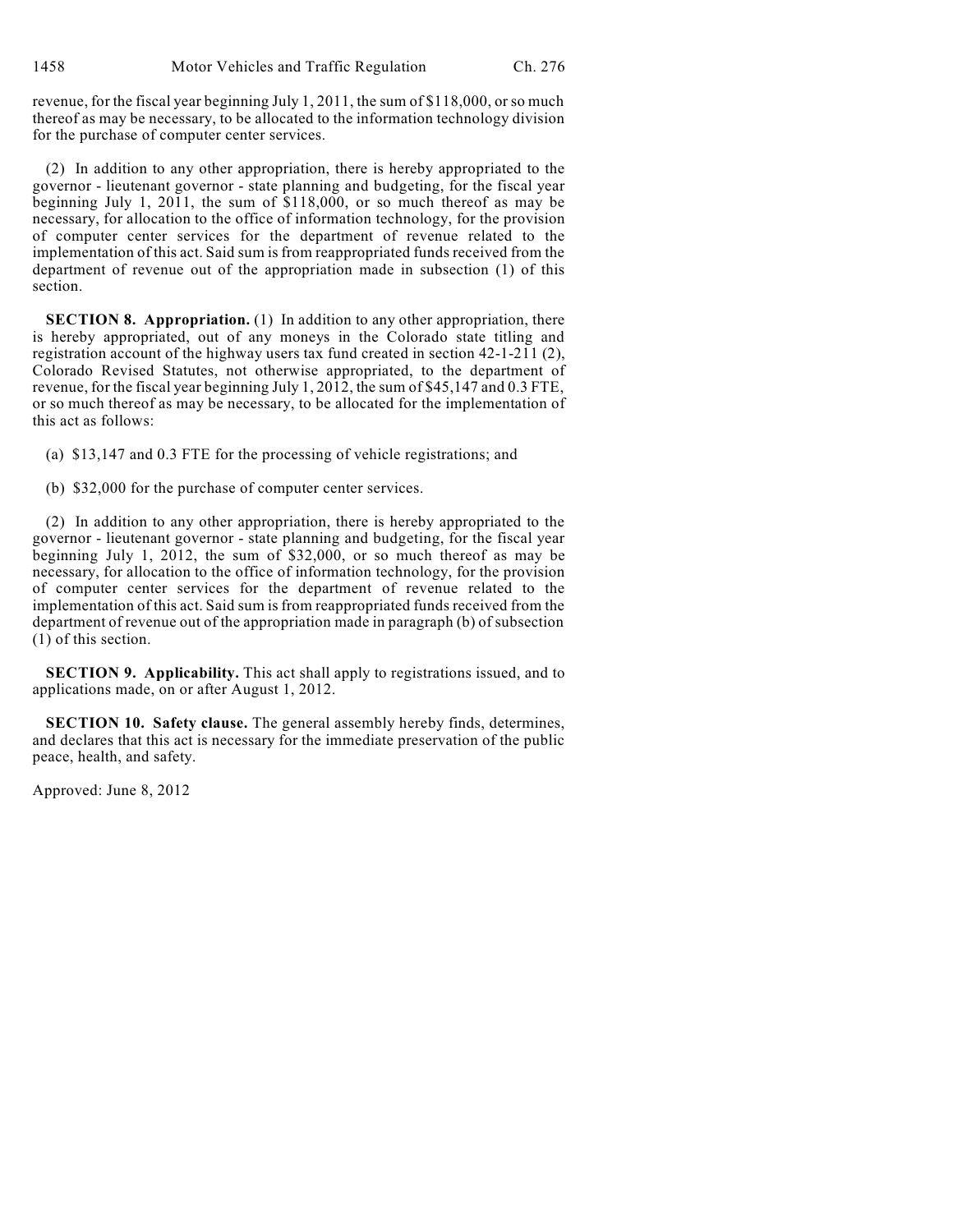revenue, for the fiscal year beginning July 1, 2011, the sum of $118,000, or so much thereof as may be necessary, to be allocated to the information technology division for the purchase of computer center services.

(2) In addition to any other appropriation, there is hereby appropriated to the governor - lieutenant governor - state planning and budgeting, for the fiscal year beginning July 1, 2011, the sum of $118,000, or so much thereof as may be necessary, for allocation to the office of information technology, for the provision of computer center services for the department of revenue related to the implementation of this act. Said sum is from reappropriated funds received from the department of revenue out of the appropriation made in subsection (1) of this section.

**SECTION 8. Appropriation.** (1) In addition to any other appropriation, there is hereby appropriated, out of any moneys in the Colorado state titling and registration account of the highway users tax fund created in section 42-1-211 (2), Colorado Revised Statutes, not otherwise appropriated, to the department of revenue, for the fiscal year beginning July 1, 2012, the sum of $45,147 and 0.3 FTE, or so much thereof as may be necessary, to be allocated for the implementation of this act as follows:

(a) $13,147 and 0.3 FTE for the processing of vehicle registrations; and

(b) $32,000 for the purchase of computer center services.

(2) In addition to any other appropriation, there is hereby appropriated to the governor - lieutenant governor - state planning and budgeting, for the fiscal year beginning July 1, 2012, the sum of $32,000, or so much thereof as may be necessary, for allocation to the office of information technology, for the provision of computer center services for the department of revenue related to the implementation of this act. Said sum is from reappropriated funds received from the department of revenue out of the appropriation made in paragraph (b) of subsection (1) of this section.

**SECTION 9. Applicability.** This act shall apply to registrations issued, and to applications made, on or after August 1, 2012.

**SECTION 10. Safety clause.** The general assembly hereby finds, determines, and declares that this act is necessary for the immediate preservation of the public peace, health, and safety.

Approved: June 8, 2012